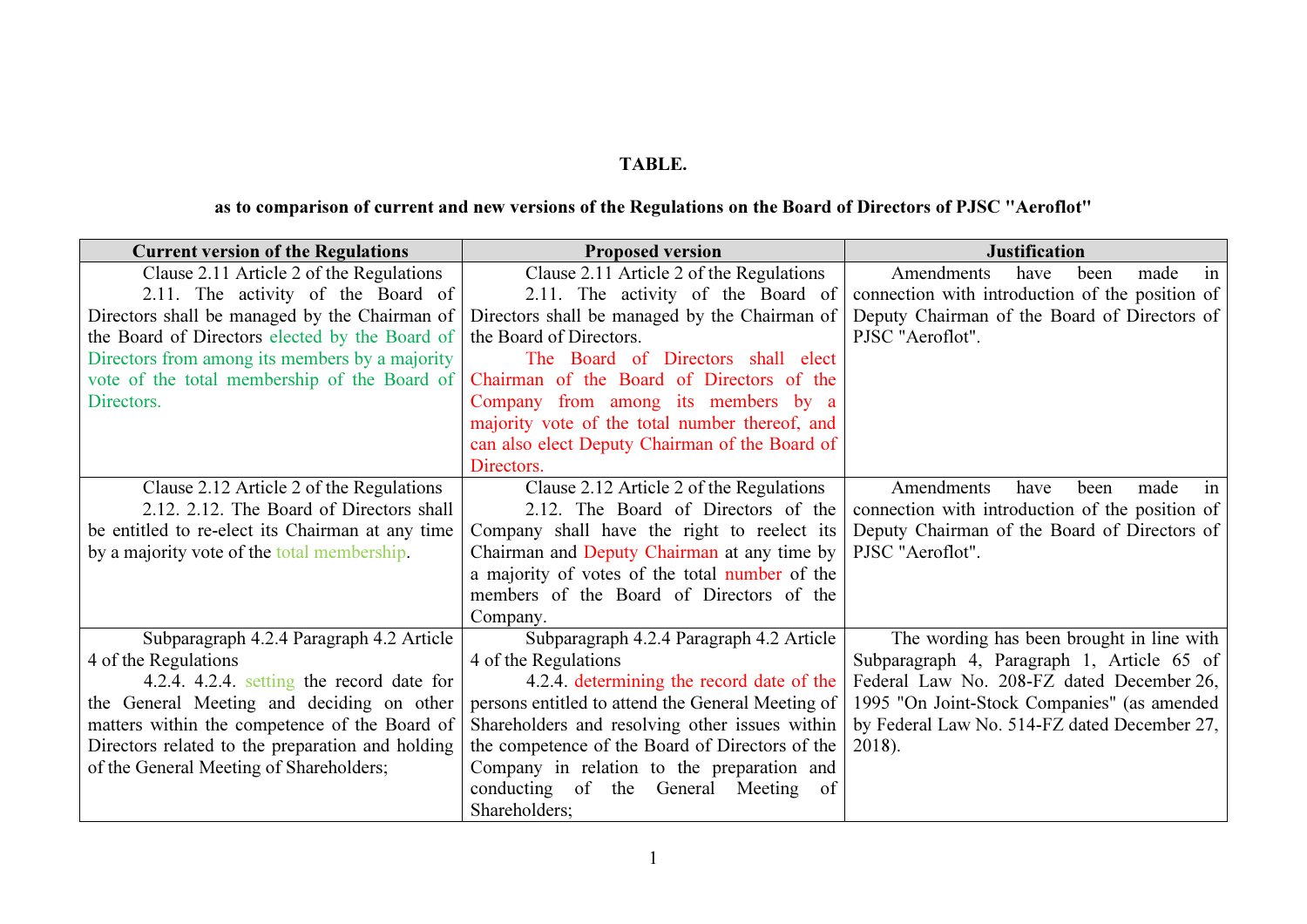**TABLE.**

**as to comparison of current and new versions of the Regulations on the Board of Directors of PJSC "Aeroflot"**

| Current version of the Regulations | Proposed version | Justification |
|---|---|---|
| Clause 2.11 Article 2 of the Regulations<br>2.11. The activity of the Board of Directors shall be managed by the Chairman of the Board of Directors elected by the Board of Directors from among its members by a majority vote of the total membership of the Board of Directors. | Clause 2.11 Article 2 of the Regulations<br>2.11. The activity of the Board of Directors shall be managed by the Chairman of the Board of Directors.<br>The Board of Directors shall elect Chairman of the Board of Directors of the Company from among its members by a majority vote of the total number thereof, and can also elect Deputy Chairman of the Board of Directors. | Amendments have been made in connection with introduction of the position of Deputy Chairman of the Board of Directors of PJSC "Aeroflot". |
| Clause 2.12 Article 2 of the Regulations<br>2.12. 2.12. The Board of Directors shall be entitled to re-elect its Chairman at any time by a majority vote of the total membership. | Clause 2.12 Article 2 of the Regulations<br>2.12. The Board of Directors of the Company shall have the right to reelect its Chairman and Deputy Chairman at any time by a majority of votes of the total number of the members of the Board of Directors of the Company. | Amendments have been made in connection with introduction of the position of Deputy Chairman of the Board of Directors of PJSC "Aeroflot". |
| Subparagraph 4.2.4 Paragraph 4.2 Article 4 of the Regulations<br>4.2.4. 4.2.4. setting the record date for the General Meeting and deciding on other matters within the competence of the Board of Directors related to the preparation and holding of the General Meeting of Shareholders; | Subparagraph 4.2.4 Paragraph 4.2 Article 4 of the Regulations<br>4.2.4. determining the record date of the persons entitled to attend the General Meeting of Shareholders and resolving other issues within the competence of the Board of Directors of the Company in relation to the preparation and conducting of the General Meeting of Shareholders; | The wording has been brought in line with Subparagraph 4, Paragraph 1, Article 65 of Federal Law No. 208-FZ dated December 26, 1995 "On Joint-Stock Companies" (as amended by Federal Law No. 514-FZ dated December 27, 2018). |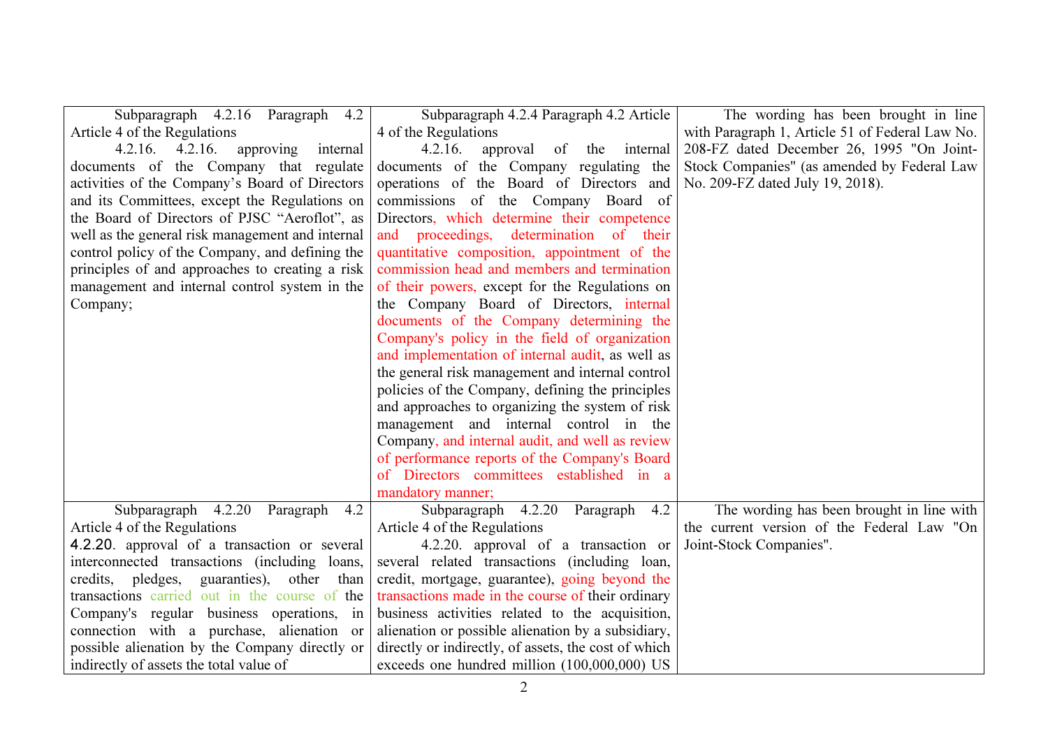| | | |
|---|---|---|
| Subparagraph 4.2.16 Paragraph 4.2 Article 4 of the Regulations<br>4.2.16. 4.2.16. approving internal documents of the Company that regulate activities of the Company's Board of Directors and its Committees, except the Regulations on the Board of Directors of PJSC "Aeroflot", as well as the general risk management and internal control policy of the Company, and defining the principles of and approaches to creating a risk management and internal control system in the Company; | Subparagraph 4.2.4 Paragraph 4.2 Article 4 of the Regulations<br>4.2.16. approval of the internal documents of the Company regulating the operations of the Board of Directors and commissions of the Company Board of Directors, which determine their competence and proceedings, determination of their quantitative composition, appointment of the commission head and members and termination of their powers, except for the Regulations on the Company Board of Directors, internal documents of the Company determining the Company's policy in the field of organization and implementation of internal audit, as well as the general risk management and internal control policies of the Company, defining the principles and approaches to organizing the system of risk management and internal control in the Company, and internal audit, and well as review of performance reports of the Company's Board of Directors committees established in a mandatory manner; | The wording has been brought in line with Paragraph 1, Article 51 of Federal Law No. 208-FZ dated December 26, 1995 "On Joint-Stock Companies" (as amended by Federal Law No. 209-FZ dated July 19, 2018). |
| Subparagraph 4.2.20 Paragraph 4.2 Article 4 of the Regulations<br>4.2.20. approval of a transaction or several interconnected transactions (including loans, credits, pledges, guaranties), other than transactions carried out in the course of the Company's regular business operations, in connection with a purchase, alienation or possible alienation by the Company directly or indirectly of assets the total value of | Subparagraph 4.2.20 Paragraph 4.2 Article 4 of the Regulations<br>4.2.20. approval of a transaction or several related transactions (including loan, credit, mortgage, guarantee), going beyond the transactions made in the course of their ordinary business activities related to the acquisition, alienation or possible alienation by a subsidiary, directly or indirectly, of assets, the cost of which exceeds one hundred million (100,000,000) US | The wording has been brought in line with the current version of the Federal Law "On Joint-Stock Companies". |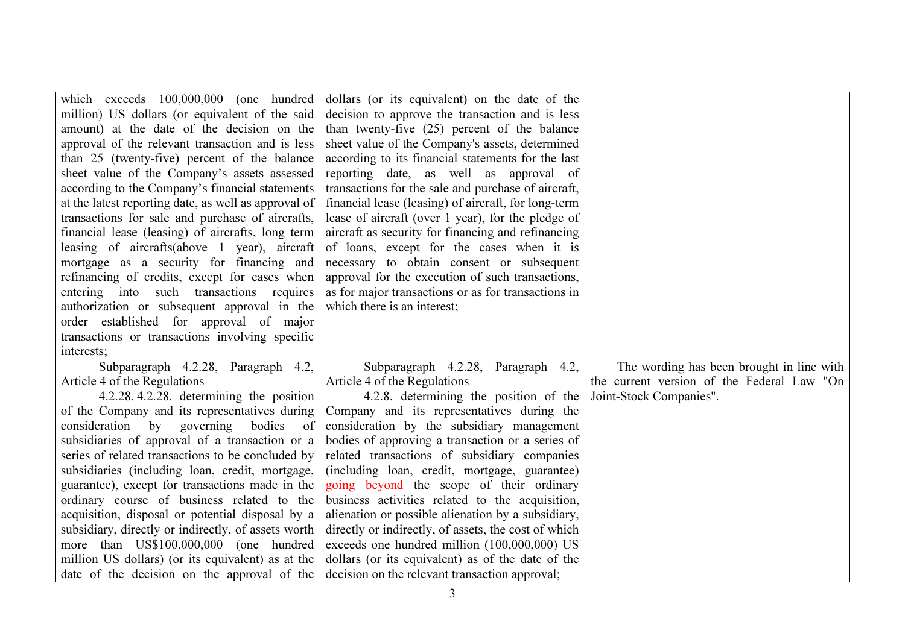| | | |
|---|---|---|
| which exceeds 100,000,000 (one hundred million) US dollars (or equivalent of the said amount) at the date of the decision on the approval of the relevant transaction and is less than 25 (twenty-five) percent of the balance sheet value of the Company's assets assessed according to the Company's financial statements at the latest reporting date, as well as approval of transactions for sale and purchase of aircrafts, financial lease (leasing) of aircrafts, long term leasing of aircrafts(above 1 year), aircraft mortgage as a security for financing and refinancing of credits, except for cases when entering into such transactions requires authorization or subsequent approval in the order established for approval of major transactions or transactions involving specific interests; | dollars (or its equivalent) on the date of the decision to approve the transaction and is less than twenty-five (25) percent of the balance sheet value of the Company's assets, determined according to its financial statements for the last reporting date, as well as approval of transactions for the sale and purchase of aircraft, financial lease (leasing) of aircraft, for long-term lease of aircraft (over 1 year), for the pledge of aircraft as security for financing and refinancing of loans, except for the cases when it is necessary to obtain consent or subsequent approval for the execution of such transactions, as for major transactions or as for transactions in which there is an interest; | |
| Subparagraph 4.2.28, Paragraph 4.2, Article 4 of the Regulations<br>4.2.28. 4.2.28. determining the position of the Company and its representatives during consideration by governing bodies of subsidiaries of approval of a transaction or a series of related transactions to be concluded by subsidiaries (including loan, credit, mortgage, guarantee), except for transactions made in the ordinary course of business related to the acquisition, disposal or potential disposal by a subsidiary, directly or indirectly, of assets worth more than US$100,000,000 (one hundred million US dollars) (or its equivalent) as at the date of the decision on the approval of the | Subparagraph 4.2.28, Paragraph 4.2, Article 4 of the Regulations<br>4.2.8. determining the position of the Company and its representatives during the consideration by the subsidiary management bodies of approving a transaction or a series of related transactions of subsidiary companies (including loan, credit, mortgage, guarantee) going beyond the scope of their ordinary business activities related to the acquisition, alienation or possible alienation by a subsidiary, directly or indirectly, of assets, the cost of which exceeds one hundred million (100,000,000) US dollars (or its equivalent) as of the date of the decision on the relevant transaction approval; | The wording has been brought in line with the current version of the Federal Law "On Joint-Stock Companies". |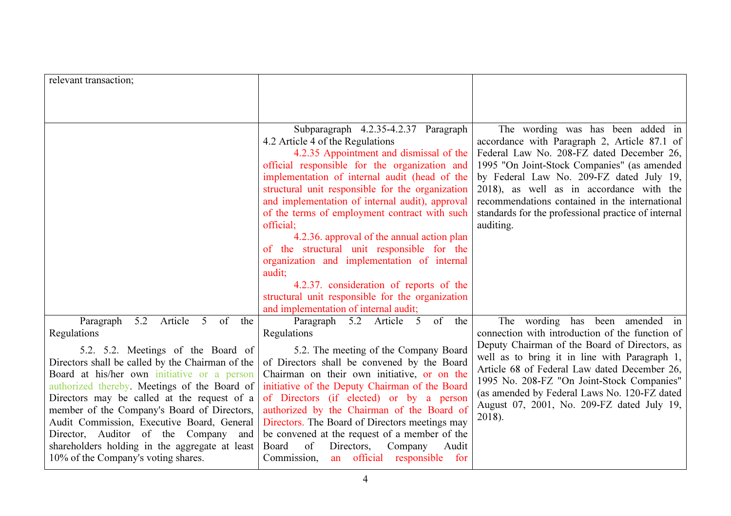| | | |
|---|---|---|
| relevant transaction; | | |
| | Subparagraph 4.2.35-4.2.37 Paragraph 4.2 Article 4 of the Regulations<br>4.2.35 Appointment and dismissal of the official responsible for the organization and implementation of internal audit (head of the structural unit responsible for the organization and implementation of internal audit), approval of the terms of employment contract with such official;<br>4.2.36. approval of the annual action plan of the structural unit responsible for the organization and implementation of internal audit;<br>4.2.37. consideration of reports of the structural unit responsible for the organization and implementation of internal audit; | The wording was has been added in accordance with Paragraph 2, Article 87.1 of Federal Law No. 208-FZ dated December 26, 1995 "On Joint-Stock Companies" (as amended by Federal Law No. 209-FZ dated July 19, 2018), as well as in accordance with the recommendations contained in the international standards for the professional practice of internal auditing. |
| Paragraph 5.2 Article 5 of the Regulations<br>5.2. 5.2. Meetings of the Board of Directors shall be called by the Chairman of the Board at his/her own initiative or a person authorized thereby. Meetings of the Board of Directors may be called at the request of a member of the Company's Board of Directors, Audit Commission, Executive Board, General Director, Auditor of the Company and shareholders holding in the aggregate at least 10% of the Company's voting shares. | Paragraph 5.2 Article 5 of the Regulations<br>5.2. The meeting of the Company Board of Directors shall be convened by the Board Chairman on their own initiative, or on the initiative of the Deputy Chairman of the Board of Directors (if elected) or by a person authorized by the Chairman of the Board of Directors. The Board of Directors meetings may be convened at the request of a member of the Board of Directors, Company Audit Commission, an official responsible for | The wording has been amended in connection with introduction of the function of Deputy Chairman of the Board of Directors, as well as to bring it in line with Paragraph 1, Article 68 of Federal Law dated December 26, 1995 No. 208-FZ "On Joint-Stock Companies" (as amended by Federal Laws No. 120-FZ dated August 07, 2001, No. 209-FZ dated July 19, 2018). |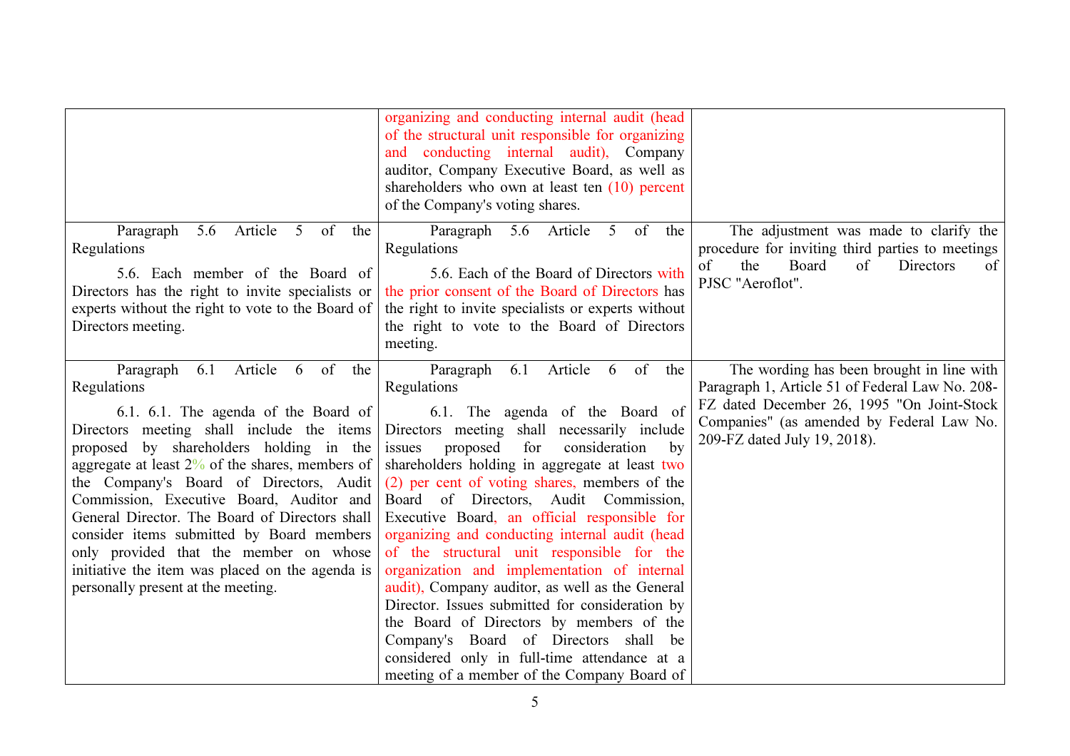| | | |
|---|---|---|
| | organizing and conducting internal audit (head of the structural unit responsible for organizing and conducting internal audit), Company auditor, Company Executive Board, as well as shareholders who own at least ten (10) percent of the Company's voting shares. | |
| Paragraph 5.6 Article 5 of the Regulations<br><br>5.6. Each member of the Board of Directors has the right to invite specialists or experts without the right to vote to the Board of Directors meeting. | Paragraph 5.6 Article 5 of the Regulations<br><br>5.6. Each of the Board of Directors with the prior consent of the Board of Directors has the right to invite specialists or experts without the right to vote to the Board of Directors meeting. | The adjustment was made to clarify the procedure for inviting third parties to meetings of the Board of Directors of PJSC "Aeroflot". |
| Paragraph 6.1 Article 6 of the Regulations<br><br>6.1. 6.1. The agenda of the Board of Directors meeting shall include the items proposed by shareholders holding in the aggregate at least 2% of the shares, members of the Company's Board of Directors, Audit Commission, Executive Board, Auditor and General Director. The Board of Directors shall consider items submitted by Board members only provided that the member on whose initiative the item was placed on the agenda is personally present at the meeting. | Paragraph 6.1 Article 6 of the Regulations<br><br>6.1. The agenda of the Board of Directors meeting shall necessarily include issues proposed for consideration by shareholders holding in aggregate at least two (2) per cent of voting shares, members of the Board of Directors, Audit Commission, Executive Board, an official responsible for organizing and conducting internal audit (head of the structural unit responsible for the organization and implementation of internal audit), Company auditor, as well as the General Director. Issues submitted for consideration by the Board of Directors by members of the Company's Board of Directors shall be considered only in full-time attendance at a meeting of a member of the Company Board of | The wording has been brought in line with Paragraph 1, Article 51 of Federal Law No. 208-FZ dated December 26, 1995 "On Joint-Stock Companies" (as amended by Federal Law No. 209-FZ dated July 19, 2018). |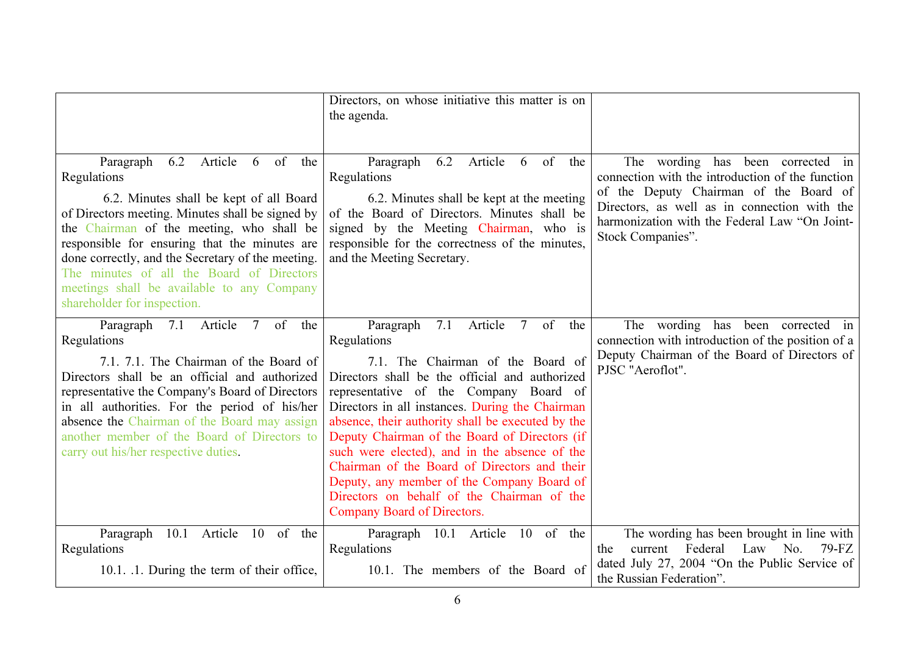| | | |
|---|---|---|
| | Directors, on whose initiative this matter is on the agenda. | |
| Paragraph 6.2 Article 6 of the Regulations<br><br>6.2. Minutes shall be kept of all Board of Directors meeting. Minutes shall be signed by the Chairman of the meeting, who shall be responsible for ensuring that the minutes are done correctly, and the Secretary of the meeting. The minutes of all the Board of Directors meetings shall be available to any Company shareholder for inspection. | Paragraph 6.2 Article 6 of the Regulations<br><br>6.2. Minutes shall be kept at the meeting of the Board of Directors. Minutes shall be signed by the Meeting Chairman, who is responsible for the correctness of the minutes, and the Meeting Secretary. | The wording has been corrected in connection with the introduction of the function of the Deputy Chairman of the Board of Directors, as well as in connection with the harmonization with the Federal Law "On Joint-Stock Companies". |
| Paragraph 7.1 Article 7 of the Regulations<br><br>7.1. 7.1. The Chairman of the Board of Directors shall be an official and authorized representative the Company's Board of Directors in all authorities. For the period of his/her absence the Chairman of the Board may assign another member of the Board of Directors to carry out his/her respective duties. | Paragraph 7.1 Article 7 of the Regulations<br><br>7.1. The Chairman of the Board of Directors shall be the official and authorized representative of the Company Board of Directors in all instances. During the Chairman absence, their authority shall be executed by the Deputy Chairman of the Board of Directors (if such were elected), and in the absence of the Chairman of the Board of Directors and their Deputy, any member of the Company Board of Directors on behalf of the Chairman of the Company Board of Directors. | The wording has been corrected in connection with introduction of the position of a Deputy Chairman of the Board of Directors of PJSC "Aeroflot". |
| Paragraph 10.1 Article 10 of the Regulations<br><br>10.1. .1. During the term of their office, | Paragraph 10.1 Article 10 of the Regulations<br><br>10.1. The members of the Board of | The wording has been brought in line with the current Federal Law No. 79-FZ dated July 27, 2004 "On the Public Service of the Russian Federation". |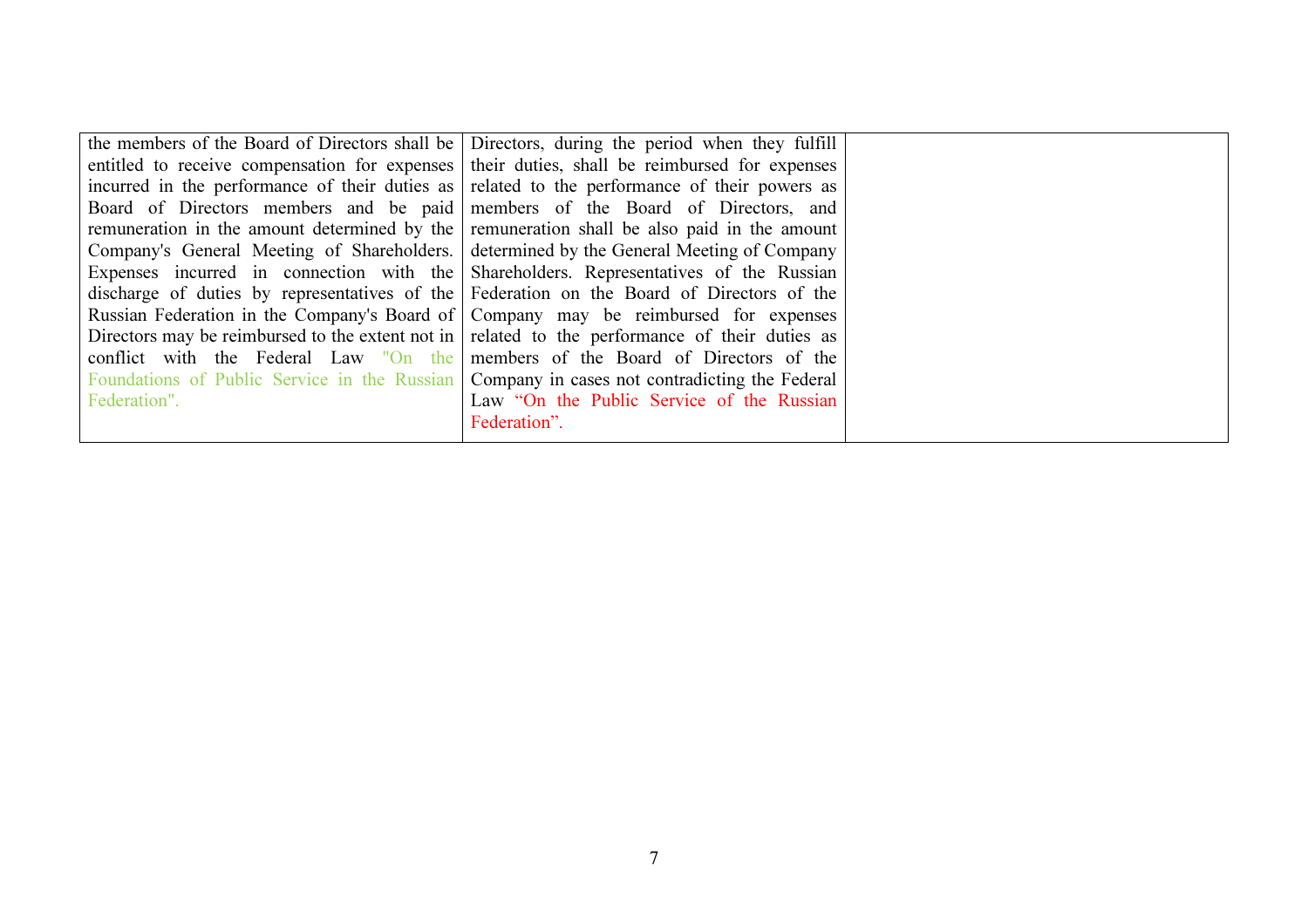| | | |
|---|---|---|
| the members of the Board of Directors shall be entitled to receive compensation for expenses incurred in the performance of their duties as Board of Directors members and be paid remuneration in the amount determined by the Company's General Meeting of Shareholders. Expenses incurred in connection with the discharge of duties by representatives of the Russian Federation in the Company's Board of Directors may be reimbursed to the extent not in conflict with the Federal Law "On the Foundations of Public Service in the Russian Federation". | Directors, during the period when they fulfill their duties, shall be reimbursed for expenses related to the performance of their powers as members of the Board of Directors, and remuneration shall be also paid in the amount determined by the General Meeting of Company Shareholders. Representatives of the Russian Federation on the Board of Directors of the Company may be reimbursed for expenses related to the performance of their duties as members of the Board of Directors of the Company in cases not contradicting the Federal Law "On the Public Service of the Russian Federation". | |